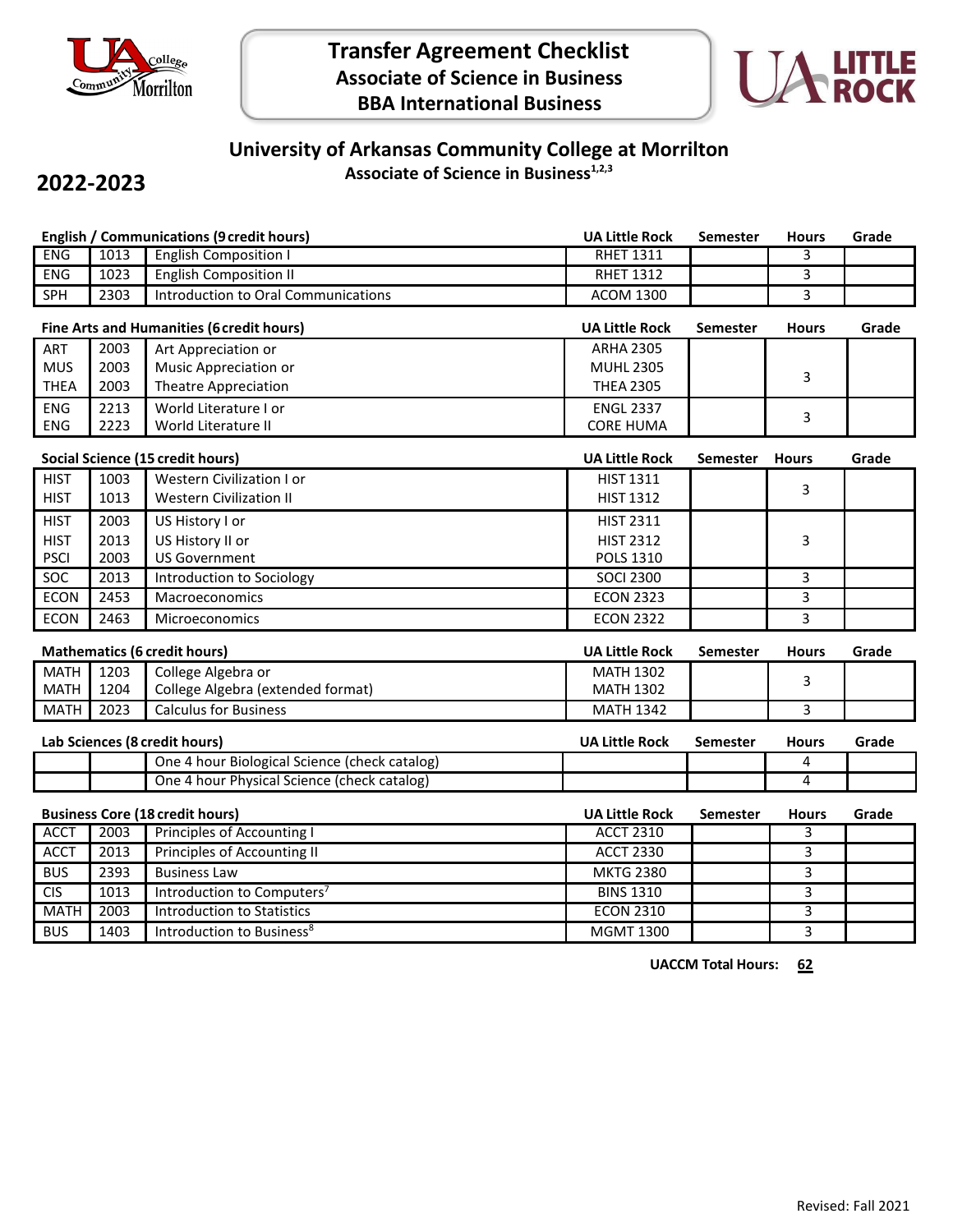# Transfer Agreement Checklist
## Associate of Science in Business
## BBA International Business

## University of Arkansas Community College at Morrilton
### Associate of Science in Business[1,2,3]

**2022-2023**

**English / Communications (9 credit hours)**

| | | | UA Little Rock | Semester | Hours | Grade |
|---|---|---|---|---|---|---|
| ENG | 1013 | English Composition I | RHET 1311 | | 3 | |
| ENG | 1023 | English Composition II | RHET 1312 | | 3 | |
| SPH | 2303 | Introduction to Oral Communications | ACOM 1300 | | 3 | |

**Fine Arts and Humanities (6 credit hours)**

| | | | UA Little Rock | Semester | Hours | Grade |
|---|---|---|---|---|---|---|
| ART<br>MUS<br>THEA | 2003<br>2003<br>2003 | Art Appreciation or<br>Music Appreciation or<br>Theatre Appreciation | ARHA 2305<br>MUHL 2305<br>THEA 2305 | | 3 | |
| ENG<br>ENG | 2213<br>2223 | World Literature I or<br>World Literature II | ENGL 2337<br>CORE HUMA | | 3 | |

**Social Science (15 credit hours)**

| | | | UA Little Rock | Semester | Hours | Grade |
|---|---|---|---|---|---|---|
| HIST<br>HIST | 1003<br>1013 | Western Civilization I or<br>Western Civilization II | HIST 1311<br>HIST 1312 | | 3 | |
| HIST<br>HIST<br>PSCI | 2003<br>2013<br>2003 | US History I or<br>US History II or<br>US Government | HIST 2311<br>HIST 2312<br>POLS 1310 | | 3 | |
| SOC | 2013 | Introduction to Sociology | SOCI 2300 | | 3 | |
| ECON | 2453 | Macroeconomics | ECON 2323 | | 3 | |
| ECON | 2463 | Microeconomics | ECON 2322 | | 3 | |

**Mathematics (6 credit hours)**

| | | | UA Little Rock | Semester | Hours | Grade |
|---|---|---|---|---|---|---|
| MATH<br>MATH | 1203<br>1204 | College Algebra or<br>College Algebra (extended format) | MATH 1302<br>MATH 1302 | | 3 | |
| MATH | 2023 | Calculus for Business | MATH 1342 | | 3 | |

**Lab Sciences (8 credit hours)**

| | | | UA Little Rock | Semester | Hours | Grade |
|---|---|---|---|---|---|---|
| | | One 4 hour Biological Science (check catalog) | | | 4 | |
| | | One 4 hour Physical Science (check catalog) | | | 4 | |

**Business Core (18 credit hours)**

| | | | UA Little Rock | Semester | Hours | Grade |
|---|---|---|---|---|---|---|
| ACCT | 2003 | Principles of Accounting I | ACCT 2310 | | 3 | |
| ACCT | 2013 | Principles of Accounting II | ACCT 2330 | | 3 | |
| BUS | 2393 | Business Law | MKTG 2380 | | 3 | |
| CIS | 1013 | Introduction to Computers[7] | BINS 1310 | | 3 | |
| MATH | 2003 | Introduction to Statistics | ECON 2310 | | 3 | |
| BUS | 1403 | Introduction to Business[8] | MGMT 1300 | | 3 | |

**UACCM Total Hours: 62**

Revised: Fall 2021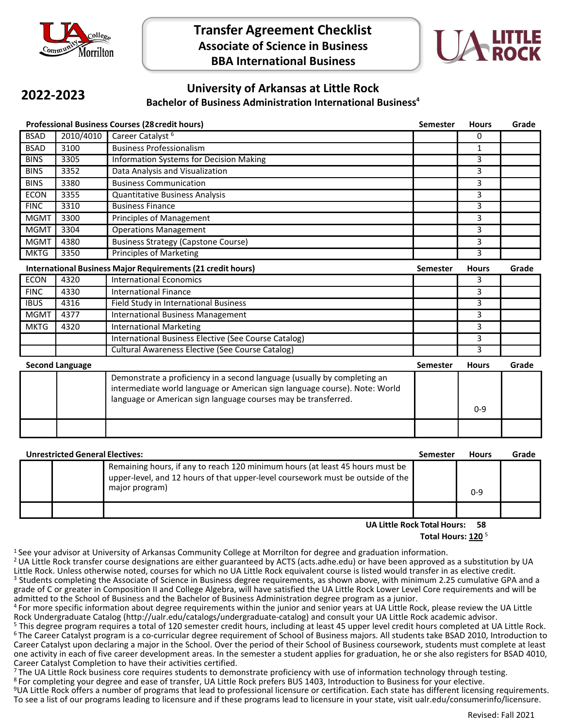# Transfer Agreement Checklist
## Associate of Science in Business
## BBA International Business

**2022-2023**

## University of Arkansas at Little Rock
### Bachelor of Business Administration International Business[4]

| Professional Business Courses (28 credit hours) | | | Semester | Hours | Grade |
|---|---|---|---|---|---|
| BSAD | 2010/4010 | Career Catalyst [6] | | 0 | |
| BSAD | 3100 | Business Professionalism | | 1 | |
| BINS | 3305 | Information Systems for Decision Making | | 3 | |
| BINS | 3352 | Data Analysis and Visualization | | 3 | |
| BINS | 3380 | Business Communication | | 3 | |
| ECON | 3355 | Quantitative Business Analysis | | 3 | |
| FINC | 3310 | Business Finance | | 3 | |
| MGMT | 3300 | Principles of Management | | 3 | |
| MGMT | 3304 | Operations Management | | 3 | |
| MGMT | 4380 | Business Strategy (Capstone Course) | | 3 | |
| MKTG | 3350 | Principles of Marketing | | 3 | |

| International Business Major Requirements (21 credit hours) | | | Semester | Hours | Grade |
|---|---|---|---|---|---|
| ECON | 4320 | International Economics | | 3 | |
| FINC | 4330 | International Finance | | 3 | |
| IBUS | 4316 | Field Study in International Business | | 3 | |
| MGMT | 4377 | International Business Management | | 3 | |
| MKTG | 4320 | International Marketing | | 3 | |
| | | International Business Elective (See Course Catalog) | | 3 | |
| | | Cultural Awareness Elective (See Course Catalog) | | 3 | |

| Second Language | | | Semester | Hours | Grade |
|---|---|---|---|---|---|
| | | Demonstrate a proficiency in a second language (usually by completing an intermediate world language or American sign language course). Note: World language or American sign language courses may be transferred. | | 0-9 | |
| | | | | | |

| Unrestricted General Electives: | | | Semester | Hours | Grade |
|---|---|---|---|---|---|
| | | Remaining hours, if any to reach 120 minimum hours (at least 45 hours must be upper-level, and 12 hours of that upper-level coursework must be outside of the major program) | | 0-9 | |
| | | | | | |

**UA Little Rock Total Hours: 58**

**Total Hours: 120** [5]

[1] See your advisor at University of Arkansas Community College at Morrilton for degree and graduation information.
[2] UA Little Rock transfer course designations are either guaranteed by ACTS (acts.adhe.edu) or have been approved as a substitution by UA Little Rock. Unless otherwise noted, courses for which no UA Little Rock equivalent course is listed would transfer in as elective credit.
[3] Students completing the Associate of Science in Business degree requirements, as shown above, with minimum 2.25 cumulative GPA and a grade of C or greater in Composition II and College Algebra, will have satisfied the UA Little Rock Lower Level Core requirements and will be admitted to the School of Business and the Bachelor of Business Administration degree program as a junior.
[4] For more specific information about degree requirements within the junior and senior years at UA Little Rock, please review the UA Little Rock Undergraduate Catalog (http://ualr.edu/catalogs/undergraduate-catalog) and consult your UA Little Rock academic advisor.
[5] This degree program requires a total of 120 semester credit hours, including at least 45 upper level credit hours completed at UA Little Rock.
[6] The Career Catalyst program is a co-curricular degree requirement of School of Business majors. All students take BSAD 2010, Introduction to Career Catalyst upon declaring a major in the School. Over the period of their School of Business coursework, students must complete at least one activity in each of five career development areas. In the semester a student applies for graduation, he or she also registers for BSAD 4010, Career Catalyst Completion to have their activities certified.
[7] The UA Little Rock business core requires students to demonstrate proficiency with use of information technology through testing.
[8] For completing your degree and ease of transfer, UA Little Rock prefers BUS 1403, Introduction to Business for your elective.
[9] UA Little Rock offers a number of programs that lead to professional licensure or certification. Each state has different licensing requirements. To see a list of our programs leading to licensure and if these programs lead to licensure in your state, visit ualr.edu/consumerinfo/licensure.

Revised: Fall 2021